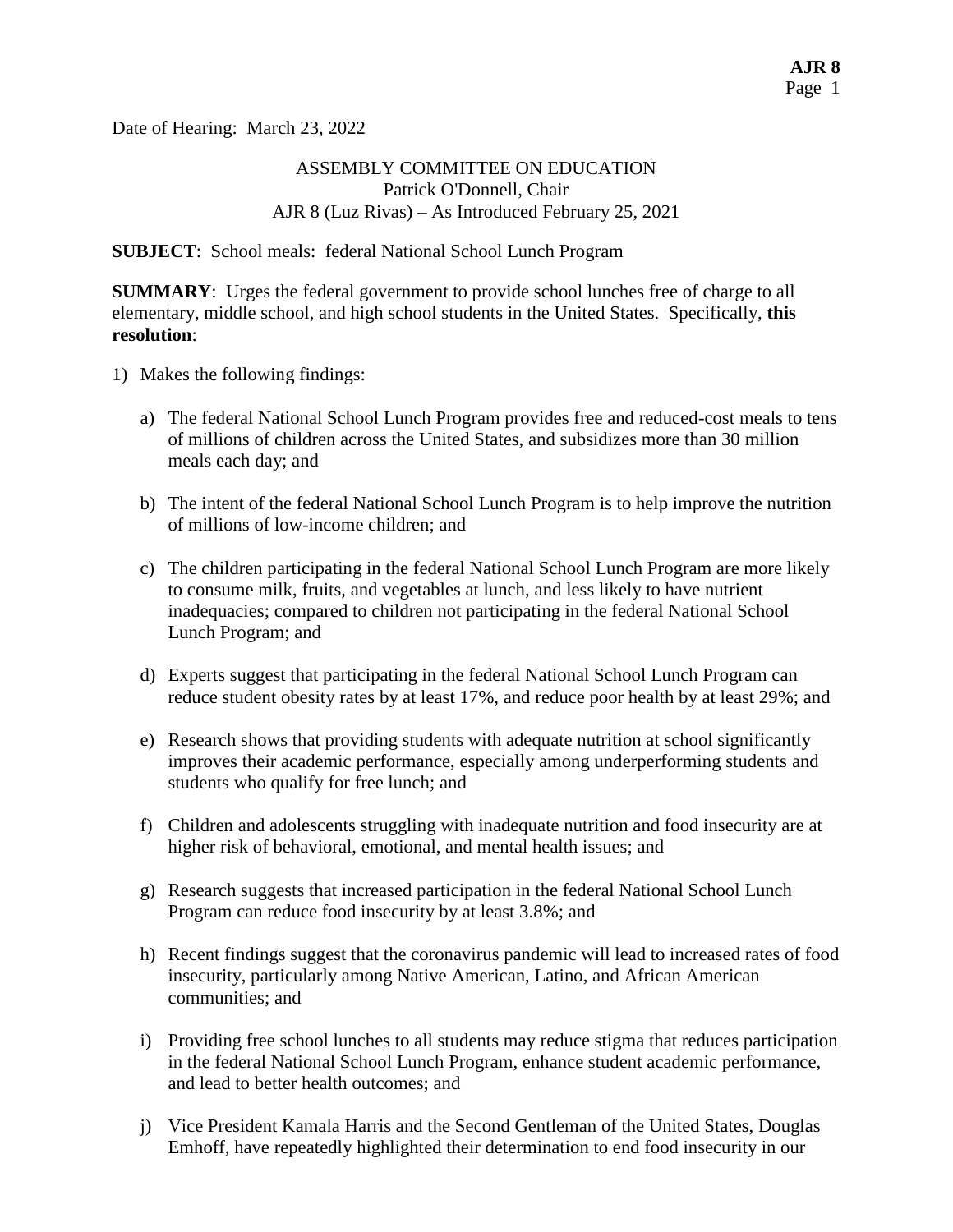Date of Hearing: March 23, 2022

ASSEMBLY COMMITTEE ON EDUCATION
Patrick O'Donnell, Chair
AJR 8 (Luz Rivas) – As Introduced February 25, 2021

**SUBJECT**: School meals: federal National School Lunch Program

**SUMMARY**: Urges the federal government to provide school lunches free of charge to all elementary, middle school, and high school students in the United States. Specifically, **this resolution**:

1) Makes the following findings:

   a) The federal National School Lunch Program provides free and reduced-cost meals to tens of millions of children across the United States, and subsidizes more than 30 million meals each day; and

   b) The intent of the federal National School Lunch Program is to help improve the nutrition of millions of low-income children; and

   c) The children participating in the federal National School Lunch Program are more likely to consume milk, fruits, and vegetables at lunch, and less likely to have nutrient inadequacies; compared to children not participating in the federal National School Lunch Program; and

   d) Experts suggest that participating in the federal National School Lunch Program can reduce student obesity rates by at least 17%, and reduce poor health by at least 29%; and

   e) Research shows that providing students with adequate nutrition at school significantly improves their academic performance, especially among underperforming students and students who qualify for free lunch; and

   f) Children and adolescents struggling with inadequate nutrition and food insecurity are at higher risk of behavioral, emotional, and mental health issues; and

   g) Research suggests that increased participation in the federal National School Lunch Program can reduce food insecurity by at least 3.8%; and

   h) Recent findings suggest that the coronavirus pandemic will lead to increased rates of food insecurity, particularly among Native American, Latino, and African American communities; and

   i) Providing free school lunches to all students may reduce stigma that reduces participation in the federal National School Lunch Program, enhance student academic performance, and lead to better health outcomes; and

   j) Vice President Kamala Harris and the Second Gentleman of the United States, Douglas Emhoff, have repeatedly highlighted their determination to end food insecurity in our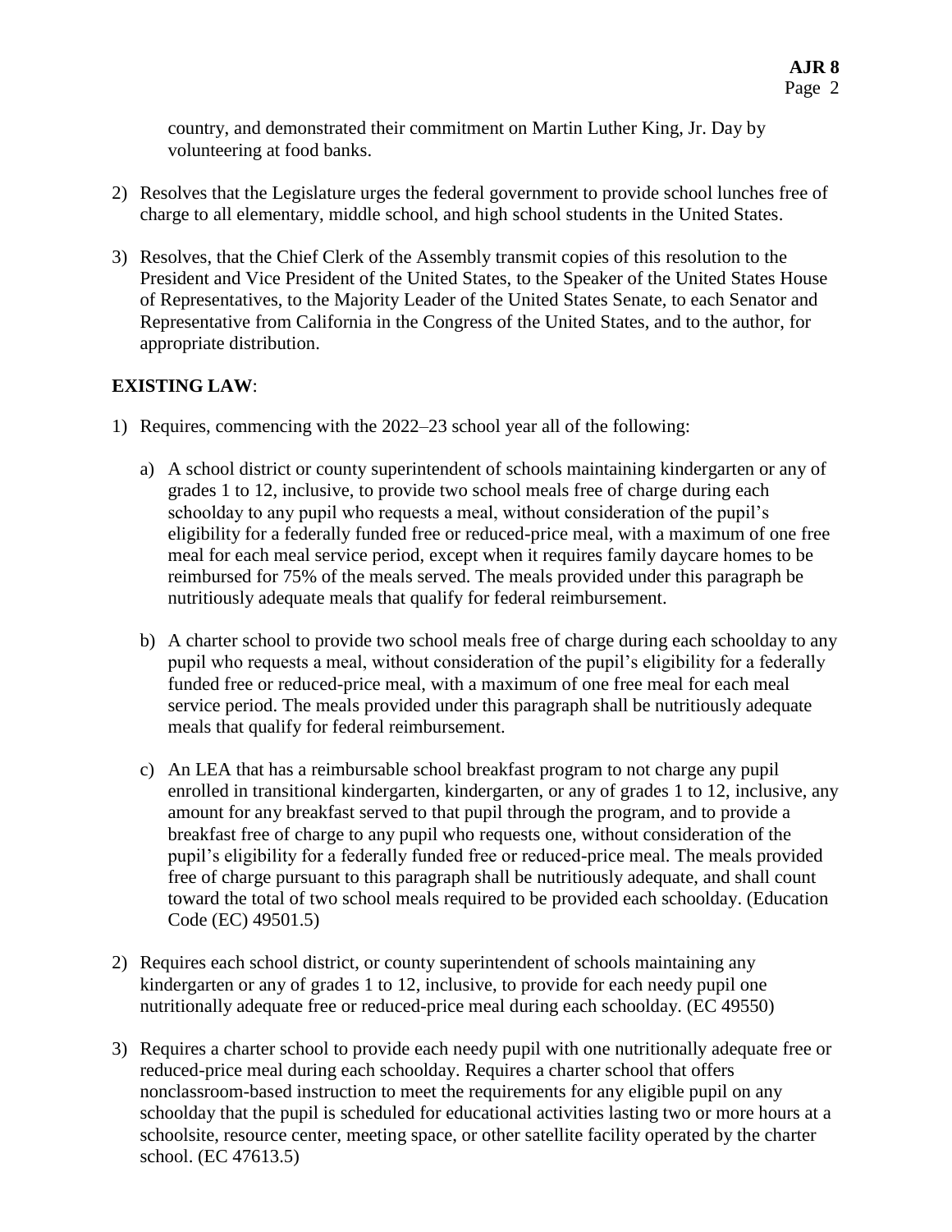country, and demonstrated their commitment on Martin Luther King, Jr. Day by volunteering at food banks.

2) Resolves that the Legislature urges the federal government to provide school lunches free of charge to all elementary, middle school, and high school students in the United States.

3) Resolves, that the Chief Clerk of the Assembly transmit copies of this resolution to the President and Vice President of the United States, to the Speaker of the United States House of Representatives, to the Majority Leader of the United States Senate, to each Senator and Representative from California in the Congress of the United States, and to the author, for appropriate distribution.

**EXISTING LAW**:

1) Requires, commencing with the 2022–23 school year all of the following:

   a) A school district or county superintendent of schools maintaining kindergarten or any of grades 1 to 12, inclusive, to provide two school meals free of charge during each schoolday to any pupil who requests a meal, without consideration of the pupil's eligibility for a federally funded free or reduced-price meal, with a maximum of one free meal for each meal service period, except when it requires family daycare homes to be reimbursed for 75% of the meals served. The meals provided under this paragraph be nutritiously adequate meals that qualify for federal reimbursement.

   b) A charter school to provide two school meals free of charge during each schoolday to any pupil who requests a meal, without consideration of the pupil's eligibility for a federally funded free or reduced-price meal, with a maximum of one free meal for each meal service period. The meals provided under this paragraph shall be nutritiously adequate meals that qualify for federal reimbursement.

   c) An LEA that has a reimbursable school breakfast program to not charge any pupil enrolled in transitional kindergarten, kindergarten, or any of grades 1 to 12, inclusive, any amount for any breakfast served to that pupil through the program, and to provide a breakfast free of charge to any pupil who requests one, without consideration of the pupil's eligibility for a federally funded free or reduced-price meal. The meals provided free of charge pursuant to this paragraph shall be nutritiously adequate, and shall count toward the total of two school meals required to be provided each schoolday. (Education Code (EC) 49501.5)

2) Requires each school district, or county superintendent of schools maintaining any kindergarten or any of grades 1 to 12, inclusive, to provide for each needy pupil one nutritionally adequate free or reduced-price meal during each schoolday. (EC 49550)

3) Requires a charter school to provide each needy pupil with one nutritionally adequate free or reduced-price meal during each schoolday. Requires a charter school that offers nonclassroom-based instruction to meet the requirements for any eligible pupil on any schoolday that the pupil is scheduled for educational activities lasting two or more hours at a schoolsite, resource center, meeting space, or other satellite facility operated by the charter school. (EC 47613.5)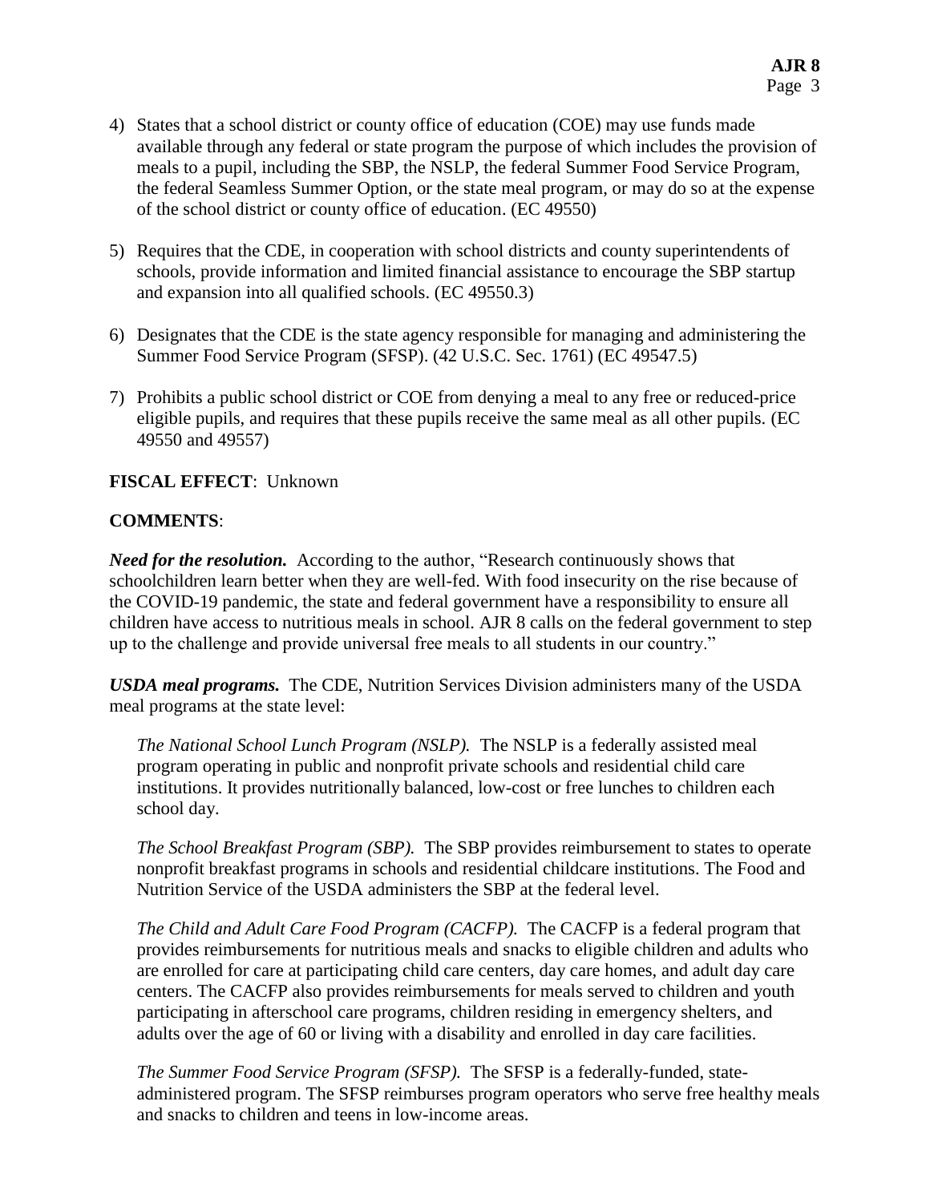4) States that a school district or county office of education (COE) may use funds made available through any federal or state program the purpose of which includes the provision of meals to a pupil, including the SBP, the NSLP, the federal Summer Food Service Program, the federal Seamless Summer Option, or the state meal program, or may do so at the expense of the school district or county office of education. (EC 49550)

5) Requires that the CDE, in cooperation with school districts and county superintendents of schools, provide information and limited financial assistance to encourage the SBP startup and expansion into all qualified schools. (EC 49550.3)

6) Designates that the CDE is the state agency responsible for managing and administering the Summer Food Service Program (SFSP). (42 U.S.C. Sec. 1761) (EC 49547.5)

7) Prohibits a public school district or COE from denying a meal to any free or reduced-price eligible pupils, and requires that these pupils receive the same meal as all other pupils. (EC 49550 and 49557)

**FISCAL EFFECT**: Unknown

**COMMENTS**:

***Need for the resolution.*** According to the author, "Research continuously shows that schoolchildren learn better when they are well-fed. With food insecurity on the rise because of the COVID-19 pandemic, the state and federal government have a responsibility to ensure all children have access to nutritious meals in school. AJR 8 calls on the federal government to step up to the challenge and provide universal free meals to all students in our country."

***USDA meal programs.*** The CDE, Nutrition Services Division administers many of the USDA meal programs at the state level:

*The National School Lunch Program (NSLP).* The NSLP is a federally assisted meal program operating in public and nonprofit private schools and residential child care institutions. It provides nutritionally balanced, low-cost or free lunches to children each school day.

*The School Breakfast Program (SBP).* The SBP provides reimbursement to states to operate nonprofit breakfast programs in schools and residential childcare institutions. The Food and Nutrition Service of the USDA administers the SBP at the federal level.

*The Child and Adult Care Food Program (CACFP).* The CACFP is a federal program that provides reimbursements for nutritious meals and snacks to eligible children and adults who are enrolled for care at participating child care centers, day care homes, and adult day care centers. The CACFP also provides reimbursements for meals served to children and youth participating in afterschool care programs, children residing in emergency shelters, and adults over the age of 60 or living with a disability and enrolled in day care facilities.

*The Summer Food Service Program (SFSP).* The SFSP is a federally-funded, state-administered program. The SFSP reimburses program operators who serve free healthy meals and snacks to children and teens in low-income areas.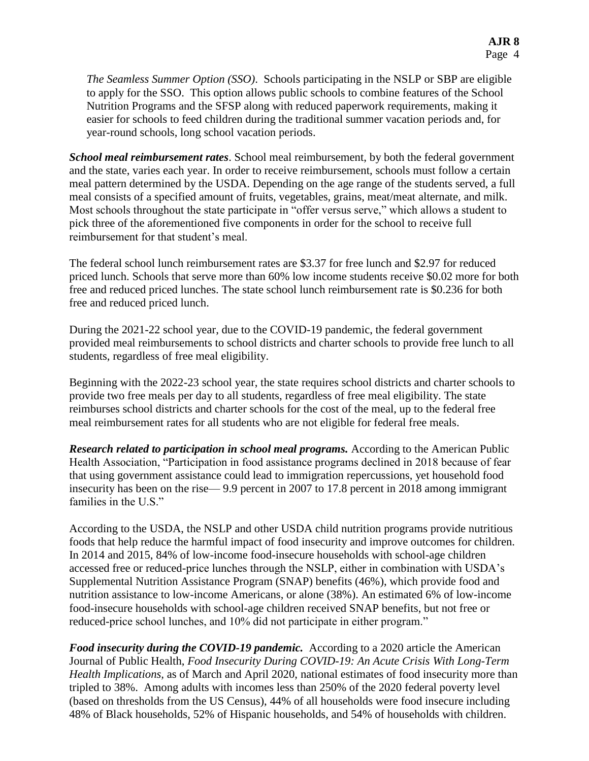*The Seamless Summer Option (SSO)*. Schools participating in the NSLP or SBP are eligible to apply for the SSO. This option allows public schools to combine features of the School Nutrition Programs and the SFSP along with reduced paperwork requirements, making it easier for schools to feed children during the traditional summer vacation periods and, for year-round schools, long school vacation periods.

***School meal reimbursement rates***. School meal reimbursement, by both the federal government and the state, varies each year. In order to receive reimbursement, schools must follow a certain meal pattern determined by the USDA. Depending on the age range of the students served, a full meal consists of a specified amount of fruits, vegetables, grains, meat/meat alternate, and milk. Most schools throughout the state participate in "offer versus serve," which allows a student to pick three of the aforementioned five components in order for the school to receive full reimbursement for that student's meal.

The federal school lunch reimbursement rates are $3.37 for free lunch and $2.97 for reduced priced lunch. Schools that serve more than 60% low income students receive $0.02 more for both free and reduced priced lunches. The state school lunch reimbursement rate is $0.236 for both free and reduced priced lunch.

During the 2021-22 school year, due to the COVID-19 pandemic, the federal government provided meal reimbursements to school districts and charter schools to provide free lunch to all students, regardless of free meal eligibility.

Beginning with the 2022-23 school year, the state requires school districts and charter schools to provide two free meals per day to all students, regardless of free meal eligibility. The state reimburses school districts and charter schools for the cost of the meal, up to the federal free meal reimbursement rates for all students who are not eligible for federal free meals.

***Research related to participation in school meal programs.*** According to the American Public Health Association, "Participation in food assistance programs declined in 2018 because of fear that using government assistance could lead to immigration repercussions, yet household food insecurity has been on the rise— 9.9 percent in 2007 to 17.8 percent in 2018 among immigrant families in the U.S."

According to the USDA, the NSLP and other USDA child nutrition programs provide nutritious foods that help reduce the harmful impact of food insecurity and improve outcomes for children. In 2014 and 2015, 84% of low-income food-insecure households with school-age children accessed free or reduced-price lunches through the NSLP, either in combination with USDA's Supplemental Nutrition Assistance Program (SNAP) benefits (46%), which provide food and nutrition assistance to low-income Americans, or alone (38%). An estimated 6% of low-income food-insecure households with school-age children received SNAP benefits, but not free or reduced-price school lunches, and 10% did not participate in either program."

***Food insecurity during the COVID-19 pandemic.*** According to a 2020 article the American Journal of Public Health, *Food Insecurity During COVID-19: An Acute Crisis With Long-Term Health Implications*, as of March and April 2020, national estimates of food insecurity more than tripled to 38%. Among adults with incomes less than 250% of the 2020 federal poverty level (based on thresholds from the US Census), 44% of all households were food insecure including 48% of Black households, 52% of Hispanic households, and 54% of households with children.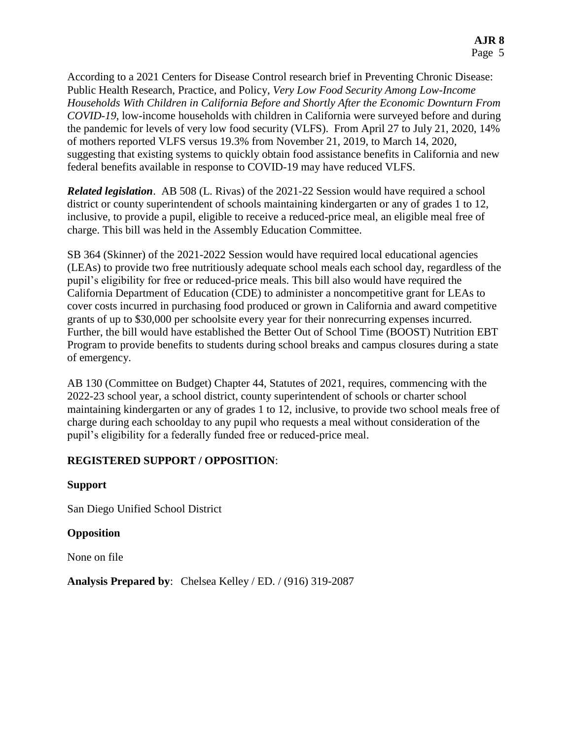According to a 2021 Centers for Disease Control research brief in Preventing Chronic Disease: Public Health Research, Practice, and Policy, *Very Low Food Security Among Low-Income Households With Children in California Before and Shortly After the Economic Downturn From COVID-19*, low-income households with children in California were surveyed before and during the pandemic for levels of very low food security (VLFS). From April 27 to July 21, 2020, 14% of mothers reported VLFS versus 19.3% from November 21, 2019, to March 14, 2020, suggesting that existing systems to quickly obtain food assistance benefits in California and new federal benefits available in response to COVID-19 may have reduced VLFS.

***Related legislation***. AB 508 (L. Rivas) of the 2021-22 Session would have required a school district or county superintendent of schools maintaining kindergarten or any of grades 1 to 12, inclusive, to provide a pupil, eligible to receive a reduced-price meal, an eligible meal free of charge. This bill was held in the Assembly Education Committee.

SB 364 (Skinner) of the 2021-2022 Session would have required local educational agencies (LEAs) to provide two free nutritiously adequate school meals each school day, regardless of the pupil's eligibility for free or reduced-price meals. This bill also would have required the California Department of Education (CDE) to administer a noncompetitive grant for LEAs to cover costs incurred in purchasing food produced or grown in California and award competitive grants of up to $30,000 per schoolsite every year for their nonrecurring expenses incurred. Further, the bill would have established the Better Out of School Time (BOOST) Nutrition EBT Program to provide benefits to students during school breaks and campus closures during a state of emergency.

AB 130 (Committee on Budget) Chapter 44, Statutes of 2021, requires, commencing with the 2022-23 school year, a school district, county superintendent of schools or charter school maintaining kindergarten or any of grades 1 to 12, inclusive, to provide two school meals free of charge during each schoolday to any pupil who requests a meal without consideration of the pupil's eligibility for a federally funded free or reduced-price meal.

## REGISTERED SUPPORT / OPPOSITION:

**Support**

San Diego Unified School District

**Opposition**

None on file

**Analysis Prepared by**: Chelsea Kelley / ED. / (916) 319-2087